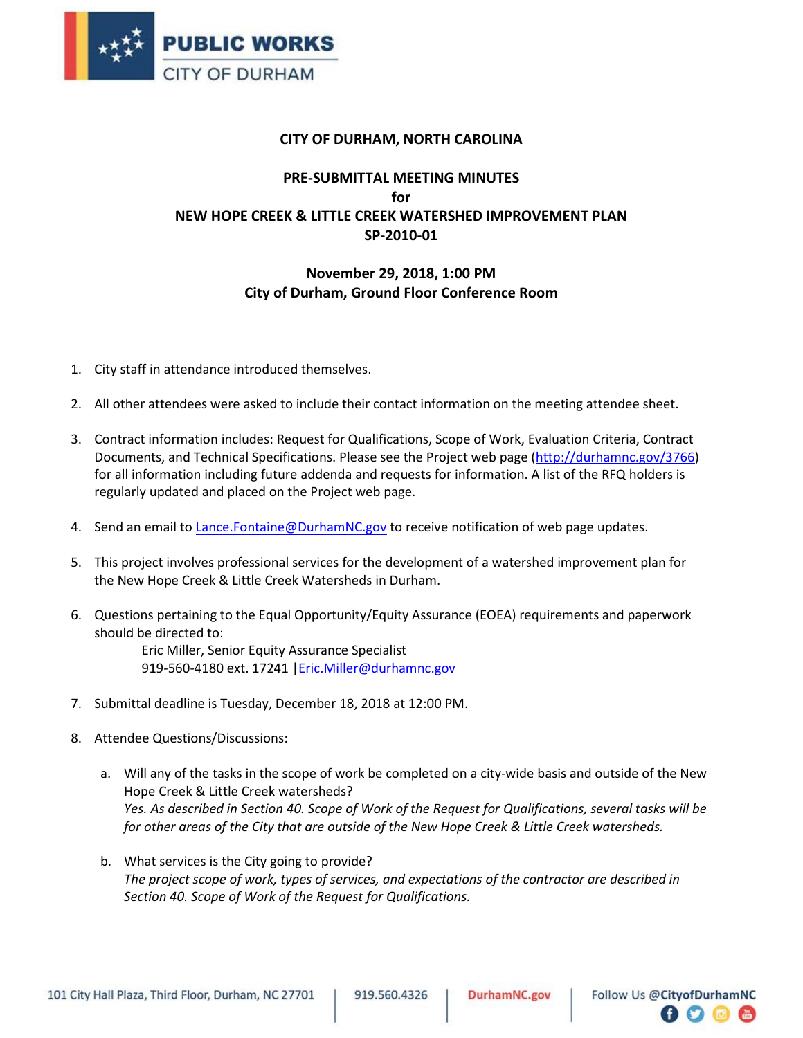PUBLIC WORKS
CITY OF DURHAM

**CITY OF DURHAM, NORTH CAROLINA**

**PRE-SUBMITTAL MEETING MINUTES**
**for**
**NEW HOPE CREEK & LITTLE CREEK WATERSHED IMPROVEMENT PLAN**
**SP-2010-01**

**November 29, 2018, 1:00 PM**
**City of Durham, Ground Floor Conference Room**

1. City staff in attendance introduced themselves.

2. All other attendees were asked to include their contact information on the meeting attendee sheet.

3. Contract information includes: Request for Qualifications, Scope of Work, Evaluation Criteria, Contract Documents, and Technical Specifications. Please see the Project web page (http://durhamnc.gov/3766) for all information including future addenda and requests for information. A list of the RFQ holders is regularly updated and placed on the Project web page.

4. Send an email to Lance.Fontaine@DurhamNC.gov to receive notification of web page updates.

5. This project involves professional services for the development of a watershed improvement plan for the New Hope Creek & Little Creek Watersheds in Durham.

6. Questions pertaining to the Equal Opportunity/Equity Assurance (EOEA) requirements and paperwork should be directed to:

   Eric Miller, Senior Equity Assurance Specialist
   919-560-4180 ext. 17241 | Eric.Miller@durhamnc.gov

7. Submittal deadline is Tuesday, December 18, 2018 at 12:00 PM.

8. Attendee Questions/Discussions:

   a. Will any of the tasks in the scope of work be completed on a city-wide basis and outside of the New Hope Creek & Little Creek watersheds?
   *Yes. As described in Section 40. Scope of Work of the Request for Qualifications, several tasks will be for other areas of the City that are outside of the New Hope Creek & Little Creek watersheds.*

   b. What services is the City going to provide?
   *The project scope of work, types of services, and expectations of the contractor are described in Section 40. Scope of Work of the Request for Qualifications.*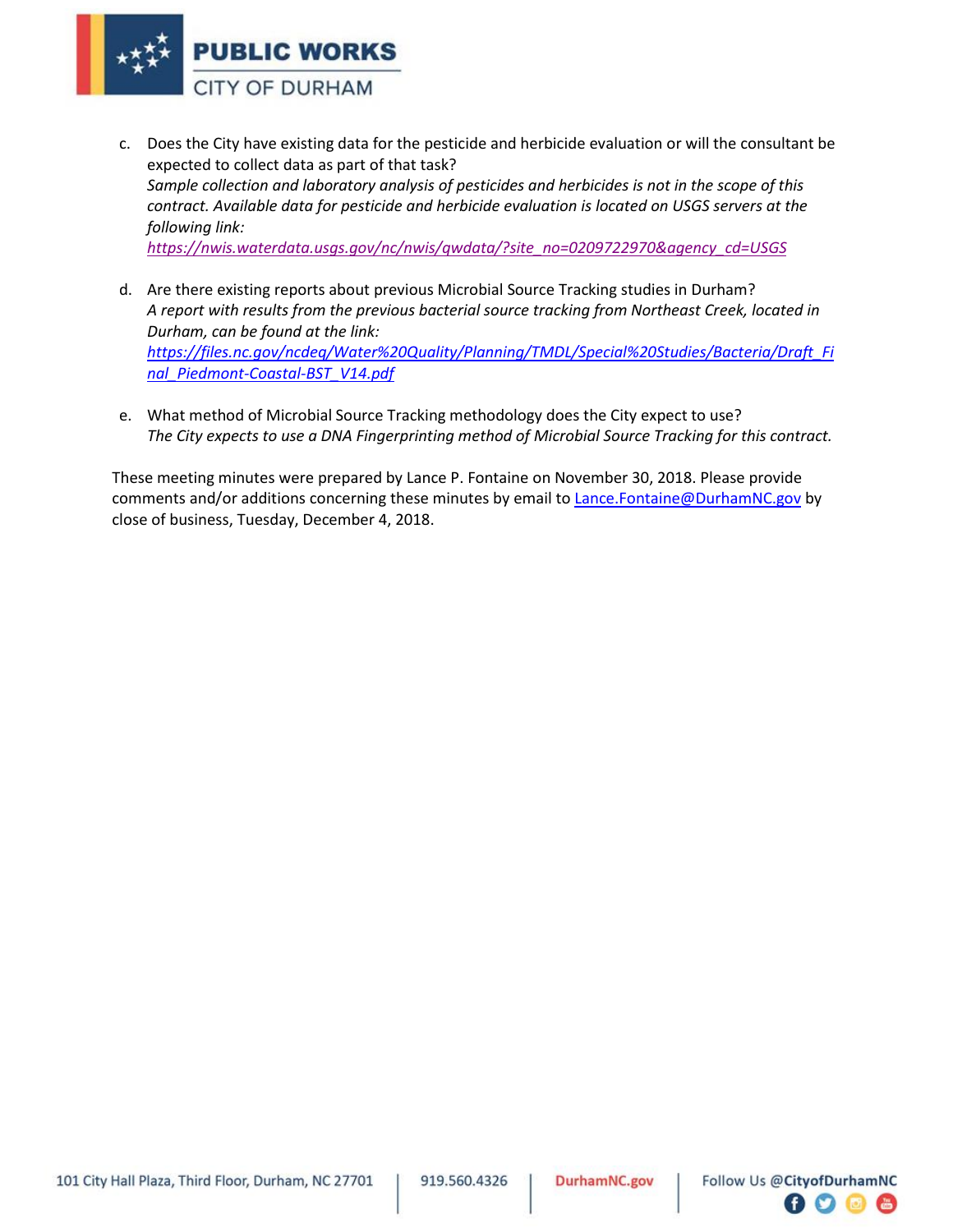c. Does the City have existing data for the pesticide and herbicide evaluation or will the consultant be expected to collect data as part of that task?
*Sample collection and laboratory analysis of pesticides and herbicides is not in the scope of this contract. Available data for pesticide and herbicide evaluation is located on USGS servers at the following link:*
*https://nwis.waterdata.usgs.gov/nc/nwis/qwdata/?site_no=0209722970&agency_cd=USGS*

d. Are there existing reports about previous Microbial Source Tracking studies in Durham?
*A report with results from the previous bacterial source tracking from Northeast Creek, located in Durham, can be found at the link:*
*https://files.nc.gov/ncdeq/Water%20Quality/Planning/TMDL/Special%20Studies/Bacteria/Draft_Final_Piedmont-Coastal-BST_V14.pdf*

e. What method of Microbial Source Tracking methodology does the City expect to use?
*The City expects to use a DNA Fingerprinting method of Microbial Source Tracking for this contract.*

These meeting minutes were prepared by Lance P. Fontaine on November 30, 2018. Please provide comments and/or additions concerning these minutes by email to Lance.Fontaine@DurhamNC.gov by close of business, Tuesday, December 4, 2018.